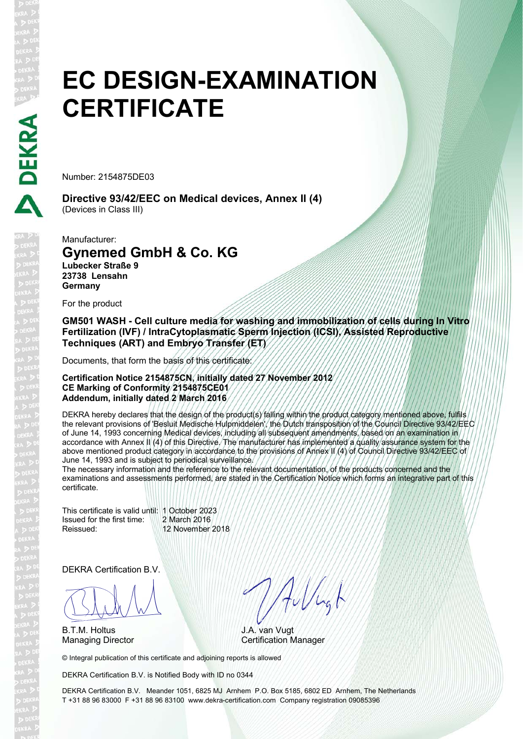# EC DESIGN-EXAMINATION CERTIFICATE

Number: 2154875DE03

**Directive 93/42/EEC on Medical devices, Annex II (4)**
(Devices in Class III)

Manufacturer:

## Gynemed GmbH & Co. KG

**Lubecker Straße 9**
**23738 Lensahn**
**Germany**

For the product

**GM501 WASH - Cell culture media for washing and immobilization of cells during In Vitro Fertilization (IVF) / IntraCytoplasmatic Sperm Injection (ICSI), Assisted Reproductive Techniques (ART) and Embryo Transfer (ET)**

Documents, that form the basis of this certificate:

**Certification Notice 2154875CN, initially dated 27 November 2012**
**CE Marking of Conformity 2154875CE01**
**Addendum, initially dated 2 March 2016**

DEKRA hereby declares that the design of the product(s) falling within the product category mentioned above, fulfils the relevant provisions of 'Besluit Medische Hulpmiddelen', the Dutch transposition of the Council Directive 93/42/EEC of June 14, 1993 concerning Medical devices, including all subsequent amendments, based on an examination in accordance with Annex II (4) of this Directive. The manufacturer has implemented a quality assurance system for the above mentioned product category in accordance to the provisions of Annex II (4) of Council Directive 93/42/EEC of June 14, 1993 and is subject to periodical surveillance.
The necessary information and the reference to the relevant documentation, of the products concerned and the examinations and assessments performed, are stated in the Certification Notice which forms an integrative part of this certificate.

This certificate is valid until: 1 October 2023
Issued for the first time: 2 March 2016
Reissued: 12 November 2018

DEKRA Certification B.V.

B.T.M. Holtus
Managing Director

J.A. van Vugt
Certification Manager

© Integral publication of this certificate and adjoining reports is allowed

DEKRA Certification B.V. is Notified Body with ID no 0344

DEKRA Certification B.V. Meander 1051, 6825 MJ Arnhem P.O. Box 5185, 6802 ED Arnhem, The Netherlands
T +31 88 96 83000 F +31 88 96 83100 www.dekra-certification.com Company registration 09085396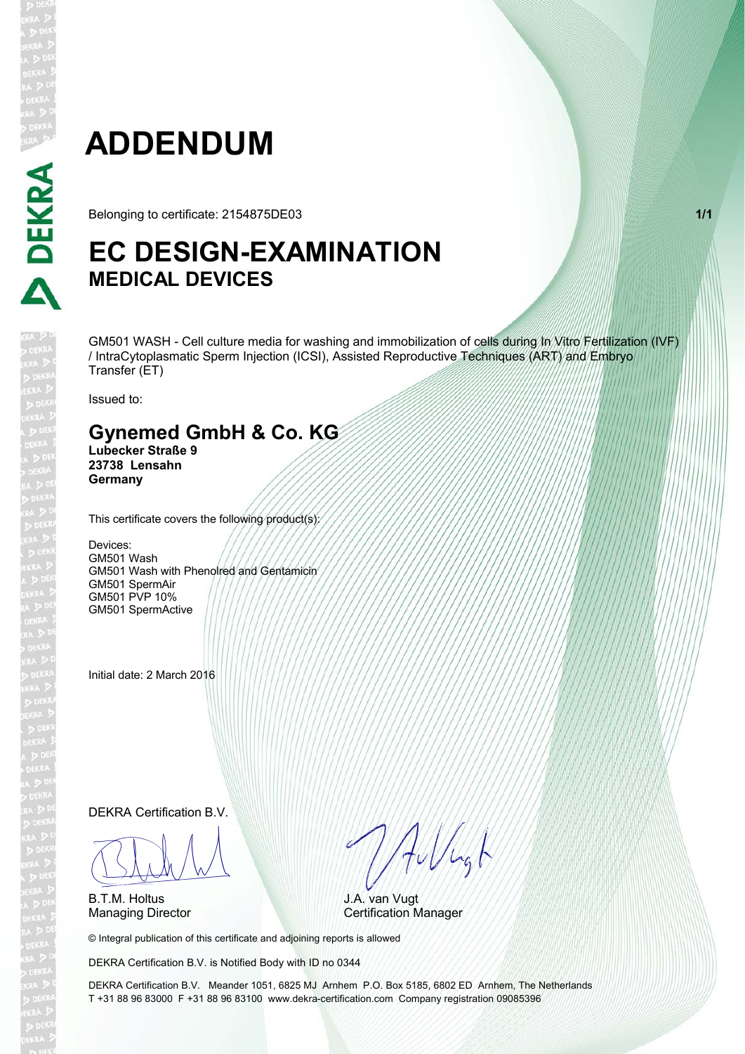# ADDENDUM

Belonging to certificate: 2154875DE03

## EC DESIGN-EXAMINATION
### MEDICAL DEVICES

GM501 WASH - Cell culture media for washing and immobilization of cells during In Vitro Fertilization (IVF) / IntraCytoplasmatic Sperm Injection (ICSI), Assisted Reproductive Techniques (ART) and Embryo Transfer (ET)

Issued to:

## Gynemed GmbH & Co. KG
**Lubecker Straße 9**
**23738 Lensahn**
**Germany**

This certificate covers the following product(s):

Devices:
GM501 Wash
GM501 Wash with Phenolred and Gentamicin
GM501 SpermAir
GM501 PVP 10%
GM501 SpermActive

Initial date: 2 March 2016

DEKRA Certification B.V.

B.T.M. Holtus
Managing Director

J.A. van Vugt
Certification Manager

© Integral publication of this certificate and adjoining reports is allowed

DEKRA Certification B.V. is Notified Body with ID no 0344

DEKRA Certification B.V. Meander 1051, 6825 MJ Arnhem P.O. Box 5185, 6802 ED Arnhem, The Netherlands
T +31 88 96 83000 F +31 88 96 83100 www.dekra-certification.com Company registration 09085396